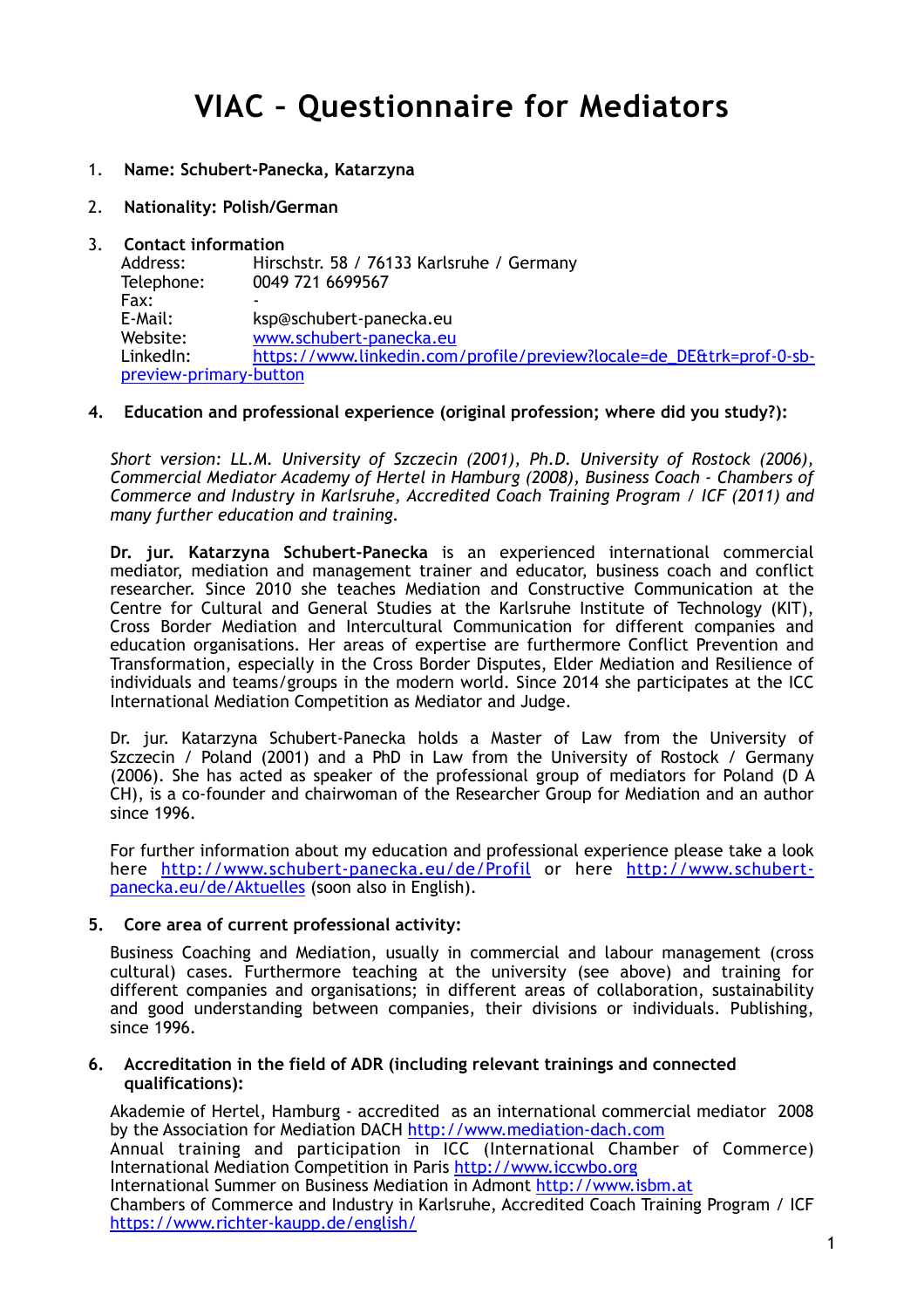# VIAC – Questionnaire for Mediators

1. **Name: Schubert-Panecka, Katarzyna**

2. **Nationality: Polish/German**

3. **Contact information**

   Address: Hirschstr. 58 / 76133 Karlsruhe / Germany
   Telephone: 0049 721 6699567
   Fax: -
   E-Mail: ksp@schubert-panecka.eu
   Website: [www.schubert-panecka.eu](www.schubert-panecka.eu)
   LinkedIn: [https://www.linkedin.com/profile/preview?locale=de_DE&trk=prof-0-sb-preview-primary-button](https://www.linkedin.com/profile/preview?locale=de_DE&trk=prof-0-sb-preview-primary-button)

4. **Education and professional experience (original profession; where did you study?):**

   *Short version: LL.M. University of Szczecin (2001), Ph.D. University of Rostock (2006), Commercial Mediator Academy of Hertel in Hamburg (2008), Business Coach - Chambers of Commerce and Industry in Karlsruhe, Accredited Coach Training Program / ICF (2011) and many further education and training.*

   **Dr. jur. Katarzyna Schubert-Panecka** is an experienced international commercial mediator, mediation and management trainer and educator, business coach and conflict researcher. Since 2010 she teaches Mediation and Constructive Communication at the Centre for Cultural and General Studies at the Karlsruhe Institute of Technology (KIT), Cross Border Mediation and Intercultural Communication for different companies and education organisations. Her areas of expertise are furthermore Conflict Prevention and Transformation, especially in the Cross Border Disputes, Elder Mediation and Resilience of individuals and teams/groups in the modern world. Since 2014 she participates at the ICC International Mediation Competition as Mediator and Judge.

   Dr. jur. Katarzyna Schubert-Panecka holds a Master of Law from the University of Szczecin / Poland (2001) and a PhD in Law from the University of Rostock / Germany (2006). She has acted as speaker of the professional group of mediators for Poland (D A CH), is a co-founder and chairwoman of the Researcher Group for Mediation and an author since 1996.

   For further information about my education and professional experience please take a look here [http://www.schubert-panecka.eu/de/Profil](http://www.schubert-panecka.eu/de/Profil) or here [http://www.schubert-panecka.eu/de/Aktuelles](http://www.schubert-panecka.eu/de/Aktuelles) (soon also in English).

5. **Core area of current professional activity:**

   Business Coaching and Mediation, usually in commercial and labour management (cross cultural) cases. Furthermore teaching at the university (see above) and training for different companies and organisations; in different areas of collaboration, sustainability and good understanding between companies, their divisions or individuals. Publishing, since 1996.

6. **Accreditation in the field of ADR (including relevant trainings and connected qualifications):**

   Akademie of Hertel, Hamburg - accredited as an international commercial mediator 2008 by the Association for Mediation DACH [http://www.mediation-dach.com](http://www.mediation-dach.com)
   Annual training and participation in ICC (International Chamber of Commerce) International Mediation Competition in Paris [http://www.iccwbo.org](http://www.iccwbo.org)
   International Summer on Business Mediation in Admont [http://www.isbm.at](http://www.isbm.at)
   Chambers of Commerce and Industry in Karlsruhe, Accredited Coach Training Program / ICF [https://www.richter-kaupp.de/english/](https://www.richter-kaupp.de/english/)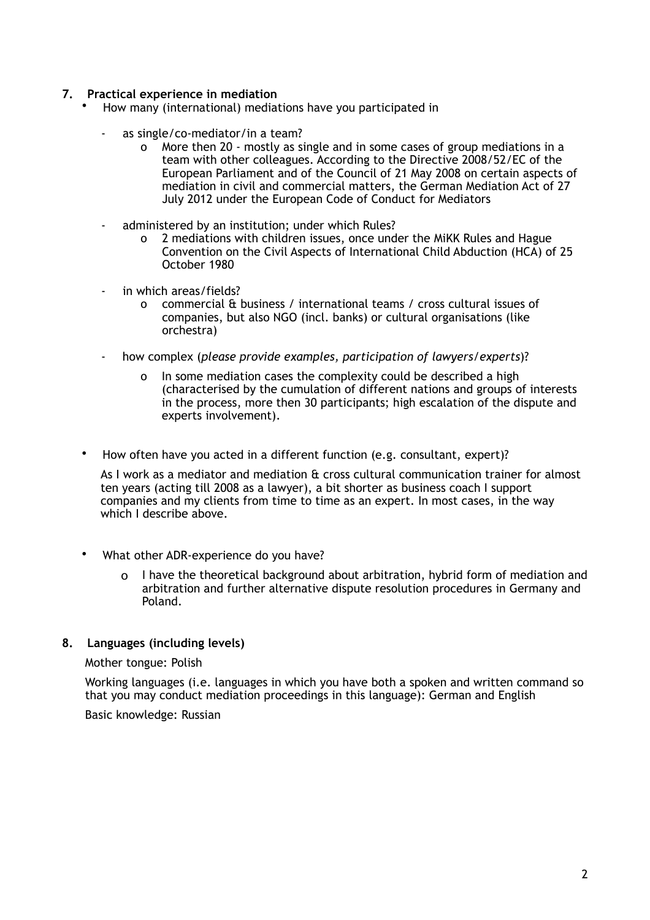## 7. Practical experience in mediation

- How many (international) mediations have you participated in
  - as single/co-mediator/in a team?
    - o More then 20 - mostly as single and in some cases of group mediations in a team with other colleagues. According to the Directive 2008/52/EC of the European Parliament and of the Council of 21 May 2008 on certain aspects of mediation in civil and commercial matters, the German Mediation Act of 27 July 2012 under the European Code of Conduct for Mediators
  - administered by an institution; under which Rules?
    - o 2 mediations with children issues, once under the MiKK Rules and Hague Convention on the Civil Aspects of International Child Abduction (HCA) of 25 October 1980
  - in which areas/fields?
    - o commercial & business / international teams / cross cultural issues of companies, but also NGO (incl. banks) or cultural organisations (like orchestra)
  - how complex (*please provide examples, participation of lawyers/experts*)?
    - o In some mediation cases the complexity could be described a high (characterised by the cumulation of different nations and groups of interests in the process, more then 30 participants; high escalation of the dispute and experts involvement).

- How often have you acted in a different function (e.g. consultant, expert)?

  As I work as a mediator and mediation & cross cultural communication trainer for almost ten years (acting till 2008 as a lawyer), a bit shorter as business coach I support companies and my clients from time to time as an expert. In most cases, in the way which I describe above.

- What other ADR-experience do you have?
  - o I have the theoretical background about arbitration, hybrid form of mediation and arbitration and further alternative dispute resolution procedures in Germany and Poland.

## 8. Languages (including levels)

Mother tongue: Polish

Working languages (i.e. languages in which you have both a spoken and written command so that you may conduct mediation proceedings in this language): German and English

Basic knowledge: Russian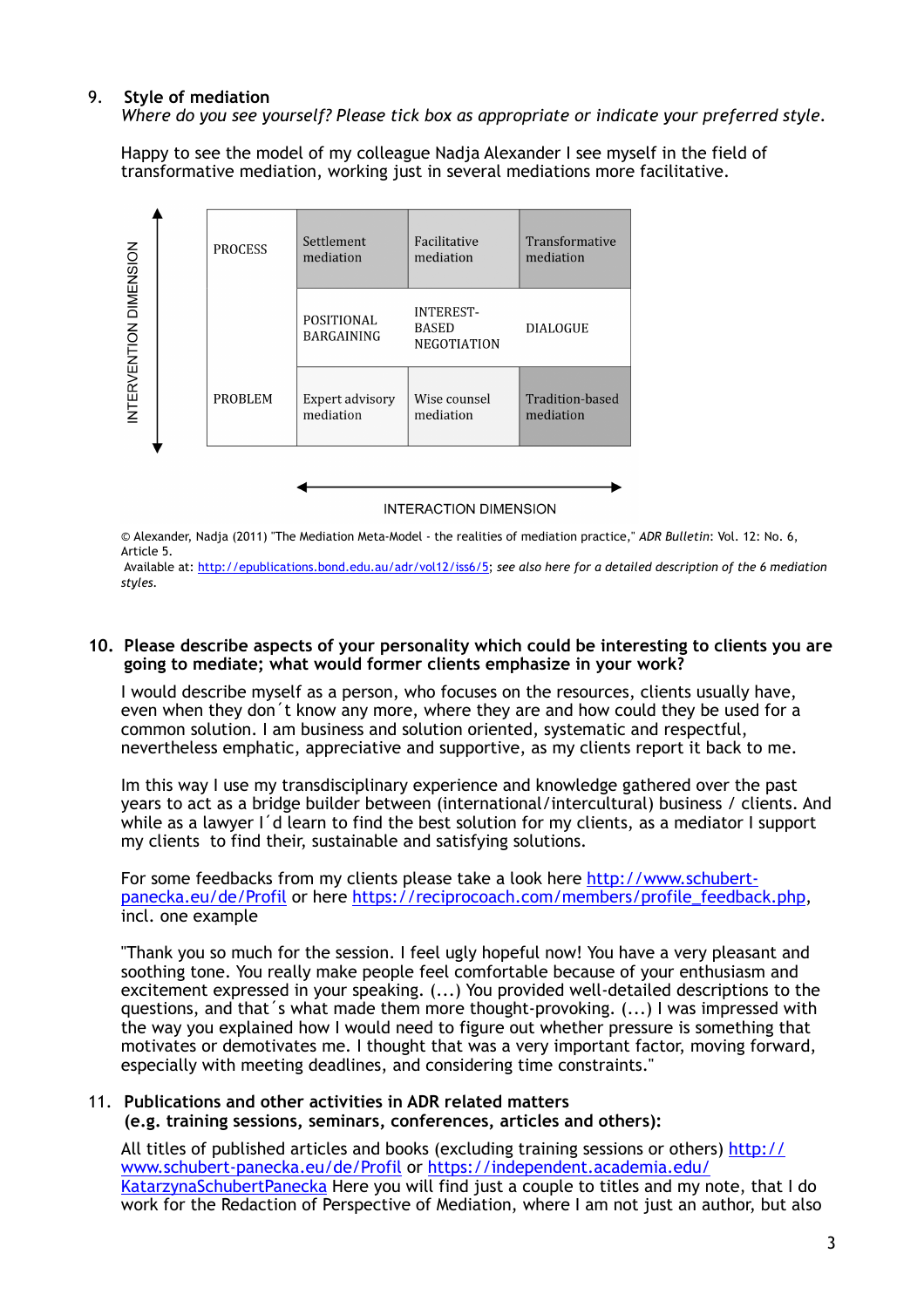9. **Style of mediation**
*Where do you see yourself? Please tick box as appropriate or indicate your preferred style.*

Happy to see the model of my colleague Nadja Alexander I see myself in the field of transformative mediation, working just in several mediations more facilitative.

| INTERVENTION DIMENSION | | | |
|---|---|---|---|
| PROCESS | Settlement mediation | Facilitative mediation | Transformative mediation |
| | POSITIONAL BARGAINING | INTEREST-BASED NEGOTIATION | DIALOGUE |
| PROBLEM | Expert advisory mediation | Wise counsel mediation | Tradition-based mediation |
| | INTERACTION DIMENSION | | |

© Alexander, Nadja (2011) "The Mediation Meta-Model - the realities of mediation practice," *ADR Bulletin*: Vol. 12: No. 6, Article 5.
Available at: http://epublications.bond.edu.au/adr/vol12/iss6/5; *see also here for a detailed description of the 6 mediation styles.*

10. **Please describe aspects of your personality which could be interesting to clients you are going to mediate; what would former clients emphasize in your work?**

I would describe myself as a person, who focuses on the resources, clients usually have, even when they don´t know any more, where they are and how could they be used for a common solution. I am business and solution oriented, systematic and respectful, nevertheless emphatic, appreciative and supportive, as my clients report it back to me.

Im this way I use my transdisciplinary experience and knowledge gathered over the past years to act as a bridge builder between (international/intercultural) business / clients. And while as a lawyer I´d learn to find the best solution for my clients, as a mediator I support my clients to find their, sustainable and satisfying solutions.

For some feedbacks from my clients please take a look here http://www.schubert-panecka.eu/de/Profil or here https://reciprocoach.com/members/profile_feedback.php, incl. one example

"Thank you so much for the session. I feel ugly hopeful now! You have a very pleasant and soothing tone. You really make people feel comfortable because of your enthusiasm and excitement expressed in your speaking. (...) You provided well-detailed descriptions to the questions, and that´s what made them more thought-provoking. (...) I was impressed with the way you explained how I would need to figure out whether pressure is something that motivates or demotivates me. I thought that was a very important factor, moving forward, especially with meeting deadlines, and considering time constraints."

11. **Publications and other activities in ADR related matters (e.g. training sessions, seminars, conferences, articles and others):**

All titles of published articles and books (excluding training sessions or others) http://www.schubert-panecka.eu/de/Profil or https://independent.academia.edu/KatarzynaSchubertPanecka Here you will find just a couple to titles and my note, that I do work for the Redaction of Perspective of Mediation, where I am not just an author, but also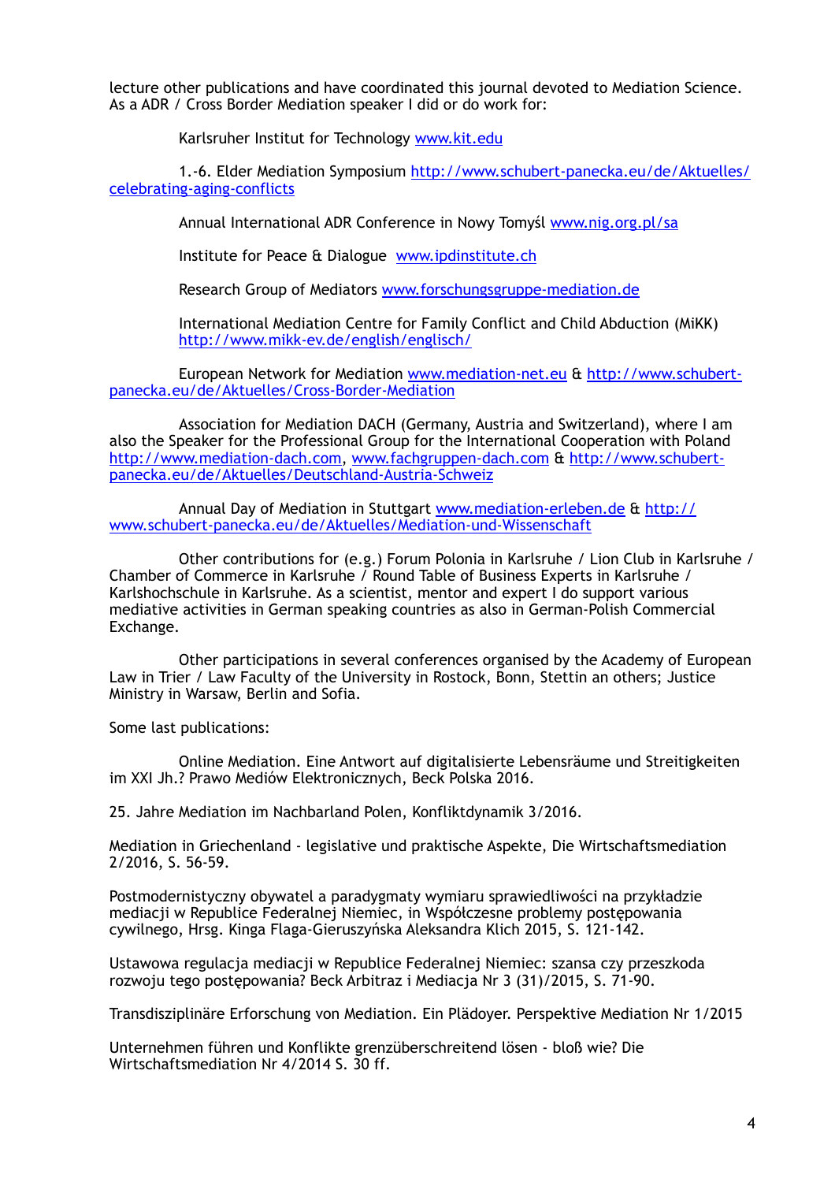lecture other publications and have coordinated this journal devoted to Mediation Science. As a ADR / Cross Border Mediation speaker I did or do work for:

Karlsruher Institut for Technology www.kit.edu

1.-6. Elder Mediation Symposium http://www.schubert-panecka.eu/de/Aktuelles/celebrating-aging-conflicts

Annual International ADR Conference in Nowy Tomyśl www.nig.org.pl/sa

Institute for Peace & Dialogue www.ipdinstitute.ch

Research Group of Mediators www.forschungsgruppe-mediation.de

International Mediation Centre for Family Conflict and Child Abduction (MiKK) http://www.mikk-ev.de/english/englisch/

European Network for Mediation www.mediation-net.eu & http://www.schubert-panecka.eu/de/Aktuelles/Cross-Border-Mediation

Association for Mediation DACH (Germany, Austria and Switzerland), where I am also the Speaker for the Professional Group for the International Cooperation with Poland http://www.mediation-dach.com, www.fachgruppen-dach.com & http://www.schubert-panecka.eu/de/Aktuelles/Deutschland-Austria-Schweiz

Annual Day of Mediation in Stuttgart www.mediation-erleben.de & http://www.schubert-panecka.eu/de/Aktuelles/Mediation-und-Wissenschaft

Other contributions for (e.g.) Forum Polonia in Karlsruhe / Lion Club in Karlsruhe / Chamber of Commerce in Karlsruhe / Round Table of Business Experts in Karlsruhe / Karlshochschule in Karlsruhe. As a scientist, mentor and expert I do support various mediative activities in German speaking countries as also in German-Polish Commercial Exchange.

Other participations in several conferences organised by the Academy of European Law in Trier / Law Faculty of the University in Rostock, Bonn, Stettin an others; Justice Ministry in Warsaw, Berlin and Sofia.

Some last publications:

Online Mediation. Eine Antwort auf digitalisierte Lebensräume und Streitigkeiten im XXI Jh.? Prawo Mediów Elektronicznych, Beck Polska 2016.

25. Jahre Mediation im Nachbarland Polen, Konfliktdynamik 3/2016.

Mediation in Griechenland - legislative und praktische Aspekte, Die Wirtschaftsmediation 2/2016, S. 56-59.

Postmodernistyczny obywatel a paradygmaty wymiaru sprawiedliwości na przykładzie mediacji w Republice Federalnej Niemiec, in Współczesne problemy postępowania cywilnego, Hrsg. Kinga Flaga-Gieruszyńska Aleksandra Klich 2015, S. 121-142.

Ustawowa regulacja mediacji w Republice Federalnej Niemiec: szansa czy przeszkoda rozwoju tego postępowania? Beck Arbitraz i Mediacja Nr 3 (31)/2015, S. 71-90.

Transdisziplinäre Erforschung von Mediation. Ein Plädoyer. Perspektive Mediation Nr 1/2015

Unternehmen führen und Konflikte grenzüberschreitend lösen - bloß wie? Die Wirtschaftsmediation Nr 4/2014 S. 30 ff.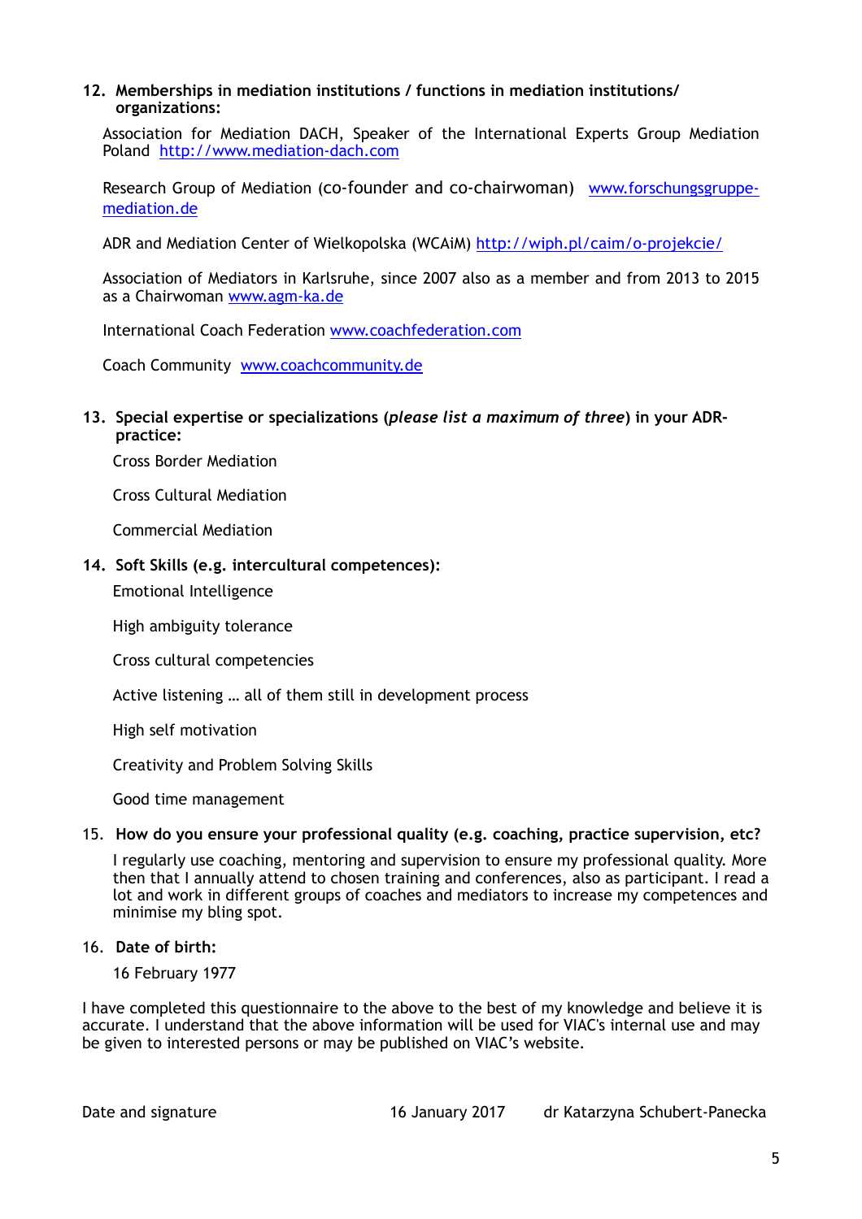12. **Memberships in mediation institutions / functions in mediation institutions/ organizations:**

    Association for Mediation DACH, Speaker of the International Experts Group Mediation Poland http://www.mediation-dach.com

    Research Group of Mediation (co-founder and co-chairwoman) www.forschungsgruppe-mediation.de

    ADR and Mediation Center of Wielkopolska (WCAiM) http://wiph.pl/caim/o-projekcie/

    Association of Mediators in Karlsruhe, since 2007 also as a member and from 2013 to 2015 as a Chairwoman www.agm-ka.de

    International Coach Federation www.coachfederation.com

    Coach Community www.coachcommunity.de

13. **Special expertise or specializations (*please list a maximum of three*) in your ADR-practice:**

    Cross Border Mediation

    Cross Cultural Mediation

    Commercial Mediation

14. **Soft Skills (e.g. intercultural competences):**

    Emotional Intelligence

    High ambiguity tolerance

    Cross cultural competencies

    Active listening … all of them still in development process

    High self motivation

    Creativity and Problem Solving Skills

    Good time management

15. **How do you ensure your professional quality (e.g. coaching, practice supervision, etc?**

    I regularly use coaching, mentoring and supervision to ensure my professional quality. More then that I annually attend to chosen training and conferences, also as participant. I read a lot and work in different groups of coaches and mediators to increase my competences and minimise my bling spot.

16. **Date of birth:**

    16 February 1977

I have completed this questionnaire to the above to the best of my knowledge and believe it is accurate. I understand that the above information will be used for VIAC's internal use and may be given to interested persons or may be published on VIAC's website.

Date and signature 16 January 2017 dr Katarzyna Schubert-Panecka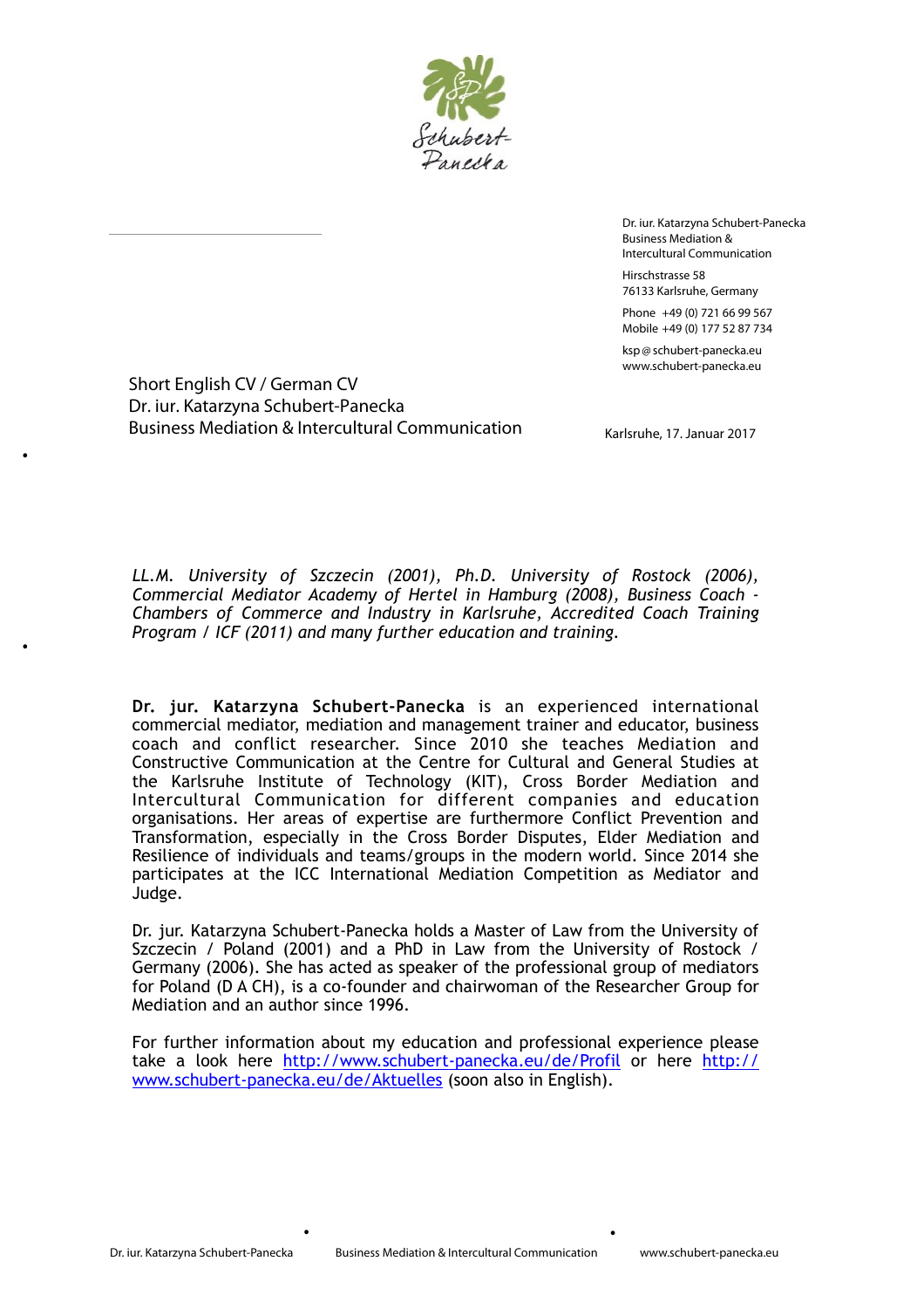Dr. iur. Katarzyna Schubert-Panecka
Business Mediation &
Intercultural Communication

Hirschstrasse 58
76133 Karlsruhe, Germany

Phone +49 (0) 721 66 99 567
Mobile +49 (0) 177 52 87 734

ksp@schubert-panecka.eu
www.schubert-panecka.eu

Short English CV / German CV
Dr. iur. Katarzyna Schubert-Panecka
Business Mediation & Intercultural Communication

Karlsruhe, 17. Januar 2017

*LL.M. University of Szczecin (2001), Ph.D. University of Rostock (2006), Commercial Mediator Academy of Hertel in Hamburg (2008), Business Coach - Chambers of Commerce and Industry in Karlsruhe, Accredited Coach Training Program / ICF (2011) and many further education and training.*

**Dr. jur. Katarzyna Schubert-Panecka** is an experienced international commercial mediator, mediation and management trainer and educator, business coach and conflict researcher. Since 2010 she teaches Mediation and Constructive Communication at the Centre for Cultural and General Studies at the Karlsruhe Institute of Technology (KIT), Cross Border Mediation and Intercultural Communication for different companies and education organisations. Her areas of expertise are furthermore Conflict Prevention and Transformation, especially in the Cross Border Disputes, Elder Mediation and Resilience of individuals and teams/groups in the modern world. Since 2014 she participates at the ICC International Mediation Competition as Mediator and Judge.

Dr. jur. Katarzyna Schubert-Panecka holds a Master of Law from the University of Szczecin / Poland (2001) and a PhD in Law from the University of Rostock / Germany (2006). She has acted as speaker of the professional group of mediators for Poland (D A CH), is a co-founder and chairwoman of the Researcher Group for Mediation and an author since 1996.

For further information about my education and professional experience please take a look here [http://www.schubert-panecka.eu/de/Profil](http://www.schubert-panecka.eu/de/Profil) or here [http://www.schubert-panecka.eu/de/Aktuelles](http://www.schubert-panecka.eu/de/Aktuelles) (soon also in English).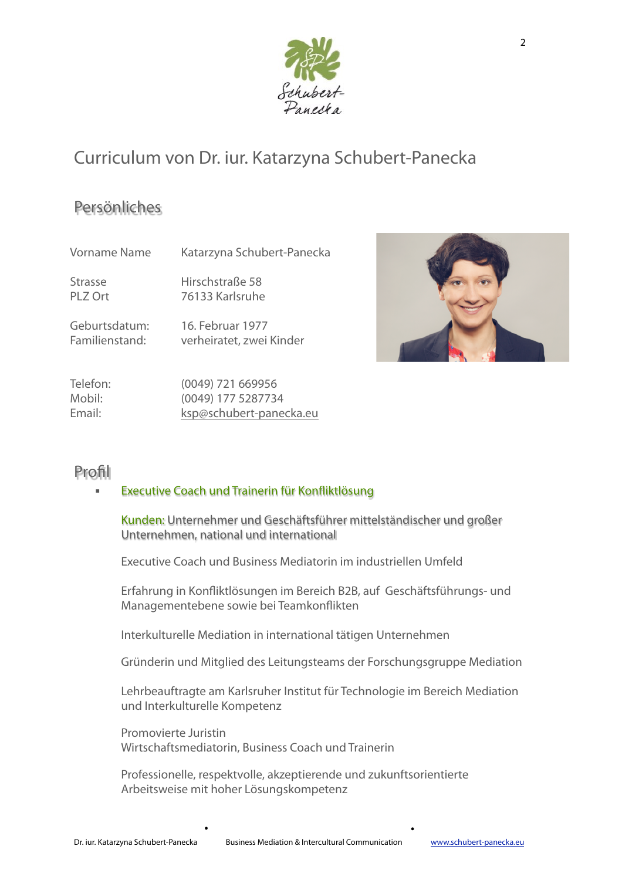# Curriculum von Dr. iur. Katarzyna Schubert-Panecka

## Persönliches

| | |
|---|---|
| Vorname Name | Katarzyna Schubert-Panecka |
| Strasse<br>PLZ Ort | Hirschstraße 58<br>76133 Karlsruhe |
| Geburtsdatum:<br>Familienstand: | 16. Februar 1977<br>verheiratet, zwei Kinder |
| Telefon:<br>Mobil:<br>Email: | (0049) 721 669956<br>(0049) 177 5287734<br>ksp@schubert-panecka.eu |

## Profil

- **Executive Coach und Trainerin für Konfliktlösung**

  **Kunden:** Unternehmer und Geschäftsführer mittelständischer und großer Unternehmen, national und international

  Executive Coach und Business Mediatorin im industriellen Umfeld

  Erfahrung in Konfliktlösungen im Bereich B2B, auf Geschäftsführungs- und Managementebene sowie bei Teamkonflikten

  Interkulturelle Mediation in international tätigen Unternehmen

  Gründerin und Mitglied des Leitungsteams der Forschungsgruppe Mediation

  Lehrbeauftragte am Karlsruher Institut für Technologie im Bereich Mediation und Interkulturelle Kompetenz

  Promovierte Juristin
  Wirtschaftsmediatorin, Business Coach und Trainerin

  Professionelle, respektvolle, akzeptierende und zukunftsorientierte Arbeitsweise mit hoher Lösungskompetenz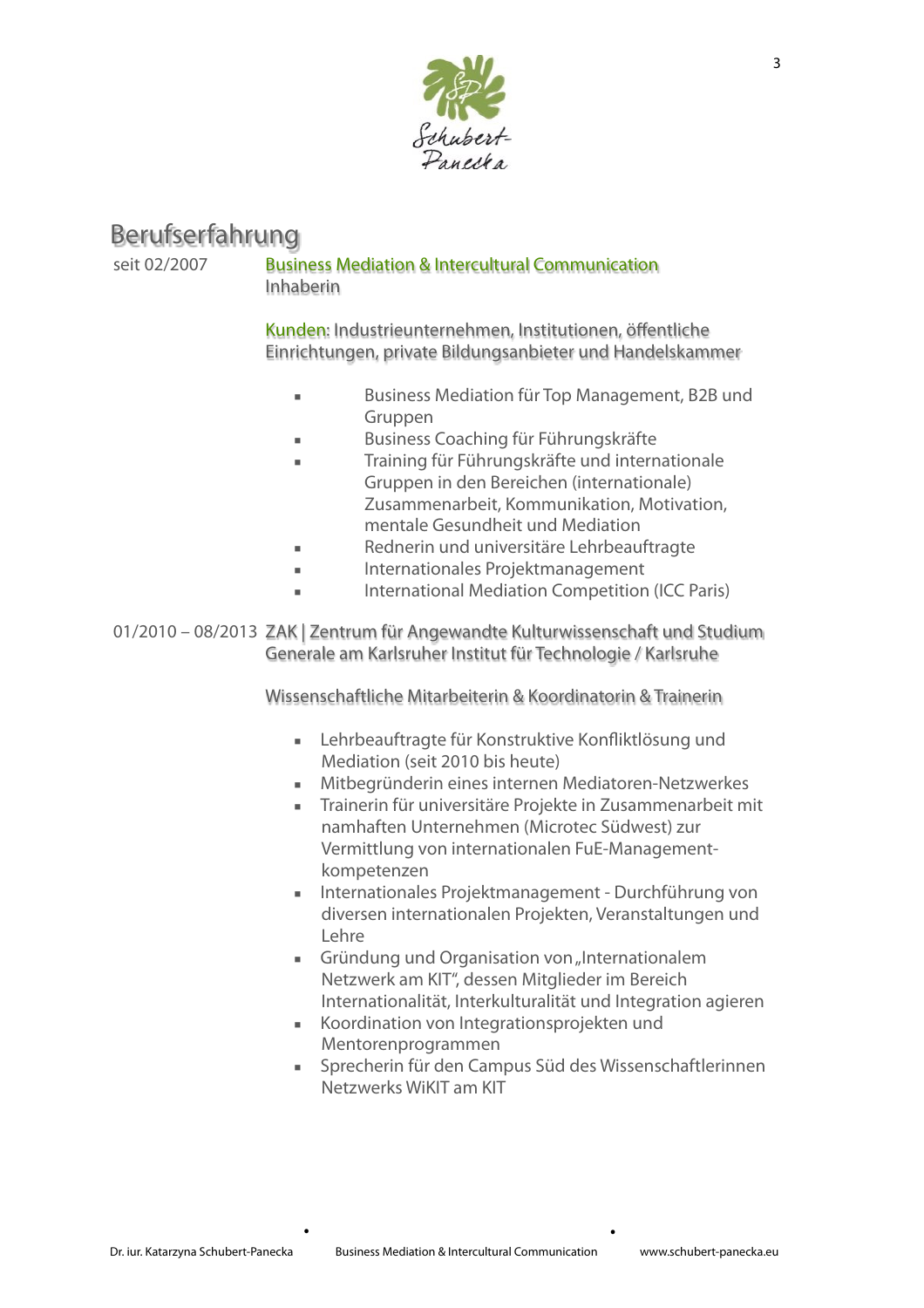## Berufserfahrung

seit 02/2007 **Business Mediation & Intercultural Communication**
Inhaberin

Kunden: Industrieunternehmen, Institutionen, öffentliche Einrichtungen, private Bildungsanbieter und Handelskammer

- Business Mediation für Top Management, B2B und Gruppen
- Business Coaching für Führungskräfte
- Training für Führungskräfte und internationale Gruppen in den Bereichen (internationale) Zusammenarbeit, Kommunikation, Motivation, mentale Gesundheit und Mediation
- Rednerin und universitäre Lehrbeauftragte
- Internationales Projektmanagement
- International Mediation Competition (ICC Paris)

01/2010 – 08/2013 **ZAK | Zentrum für Angewandte Kulturwissenschaft und Studium Generale am Karlsruher Institut für Technologie / Karlsruhe**

Wissenschaftliche Mitarbeiterin & Koordinatorin & Trainerin

- Lehrbeauftragte für Konstruktive Konfliktlösung und Mediation (seit 2010 bis heute)
- Mitbegründerin eines internen Mediatoren-Netzwerkes
- Trainerin für universitäre Projekte in Zusammenarbeit mit namhaften Unternehmen (Microtec Südwest) zur Vermittlung von internationalen FuE-Management-kompetenzen
- Internationales Projektmanagement - Durchführung von diversen internationalen Projekten, Veranstaltungen und Lehre
- Gründung und Organisation von „Internationalem Netzwerk am KIT", dessen Mitglieder im Bereich Internationalität, Interkulturalität und Integration agieren
- Koordination von Integrationsprojekten und Mentorenprogrammen
- Sprecherin für den Campus Süd des Wissenschaftlerinnen Netzwerks WiKIT am KIT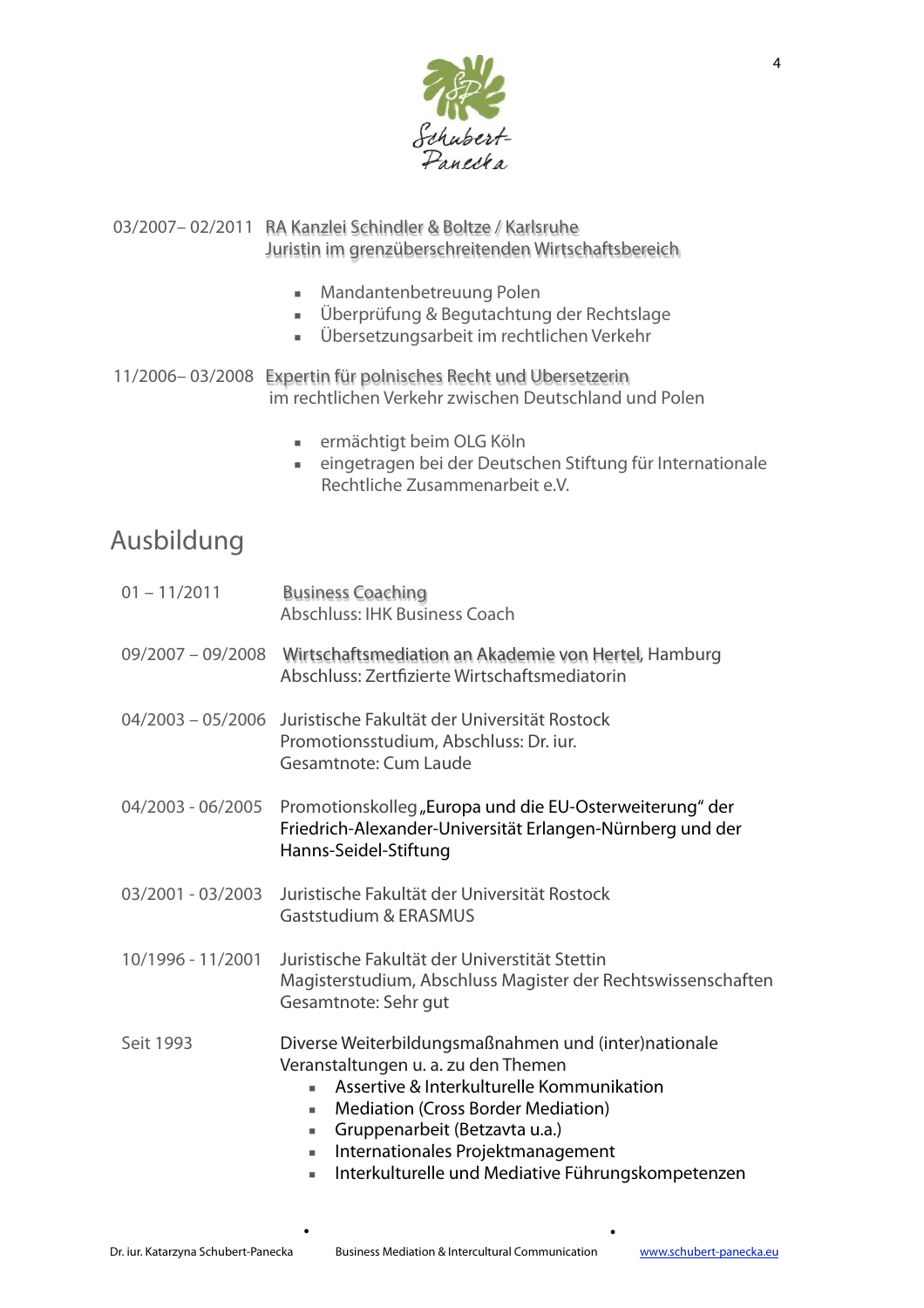03/2007– 02/2011 RA Kanzlei Schindler & Boltze / Karlsruhe
Juristin im grenzüberschreitenden Wirtschaftsbereich

- Mandantenbetreuung Polen
- Überprüfung & Begutachtung der Rechtslage
- Übersetzungsarbeit im rechtlichen Verkehr

11/2006– 03/2008 Expertin für polnisches Recht und Übersetzerin
im rechtlichen Verkehr zwischen Deutschland und Polen

- ermächtigt beim OLG Köln
- eingetragen bei der Deutschen Stiftung für Internationale Rechtliche Zusammenarbeit e.V.

## Ausbildung

01 – 11/2011 Business Coaching
Abschluss: IHK Business Coach

09/2007 – 09/2008 Wirtschaftsmediation an Akademie von Hertel, Hamburg
Abschluss: Zertfizierte Wirtschaftsmediatorin

04/2003 – 05/2006 Juristische Fakultät der Universität Rostock
Promotionsstudium, Abschluss: Dr. iur.
Gesamtnote: Cum Laude

04/2003 - 06/2005 Promotionskolleg „Europa und die EU-Osterweiterung" der Friedrich-Alexander-Universität Erlangen-Nürnberg und der Hanns-Seidel-Stiftung

03/2001 - 03/2003 Juristische Fakultät der Universität Rostock
Gaststudium & ERASMUS

10/1996 - 11/2001 Juristische Fakultät der Universtität Stettin
Magisterstudium, Abschluss Magister der Rechtswissenschaften
Gesamtnote: Sehr gut

Seit 1993 Diverse Weiterbildungsmaßnahmen und (inter)nationale Veranstaltungen u. a. zu den Themen

- Assertive & Interkulturelle Kommunikation
- Mediation (Cross Border Mediation)
- Gruppenarbeit (Betzavta u.a.)
- Internationales Projektmanagement
- Interkulturelle und Mediative Führungskompetenzen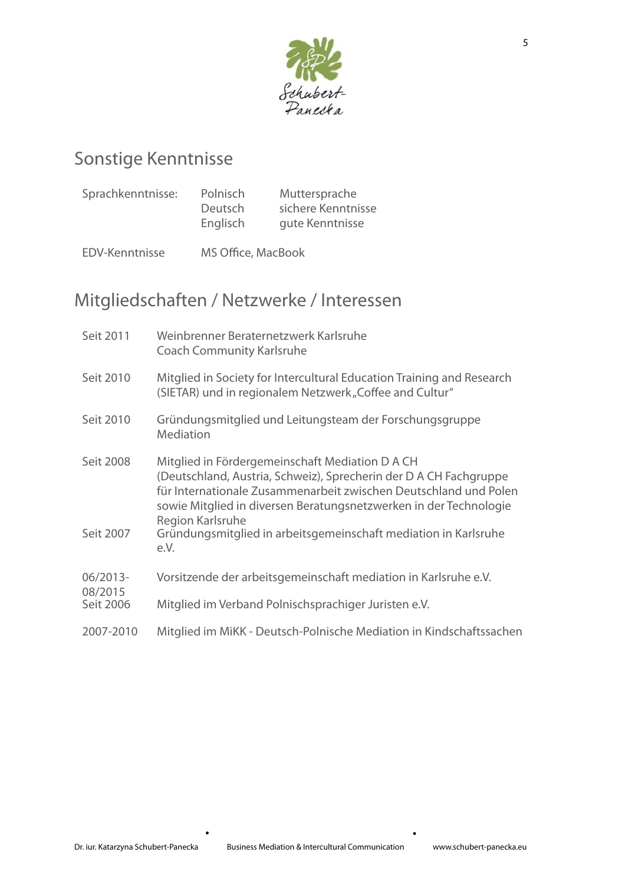## Sonstige Kenntnisse

| | | |
|---|---|---|
| Sprachkenntnisse: | Polnisch | Muttersprache |
| | Deutsch | sichere Kenntnisse |
| | Englisch | gute Kenntnisse |
| EDV-Kenntnisse | MS Office, MacBook | |

## Mitgliedschaften / Netzwerke / Interessen

| | |
|---|---|
| Seit 2011 | Weinbrenner Beraternetzwerk Karlsruhe<br>Coach Community Karlsruhe |
| Seit 2010 | Mitglied in Society for Intercultural Education Training and Research (SIETAR) und in regionalem Netzwerk „Coffee and Cultur" |
| Seit 2010 | Gründungsmitglied und Leitungsteam der Forschungsgruppe Mediation |
| Seit 2008 | Mitglied in Fördergemeinschaft Mediation D A CH (Deutschland, Austria, Schweiz), Sprecherin der D A CH Fachgruppe für Internationale Zusammenarbeit zwischen Deutschland und Polen sowie Mitglied in diversen Beratungsnetzwerken in der Technologie Region Karlsruhe |
| Seit 2007 | Gründungsmitglied in arbeitsgemeinschaft mediation in Karlsruhe e.V. |
| 06/2013-08/2015 | Vorsitzende der arbeitsgemeinschaft mediation in Karlsruhe e.V. |
| Seit 2006 | Mitglied im Verband Polnischsprachiger Juristen e.V. |
| 2007-2010 | Mitglied im MiKK - Deutsch-Polnische Mediation in Kindschaftssachen |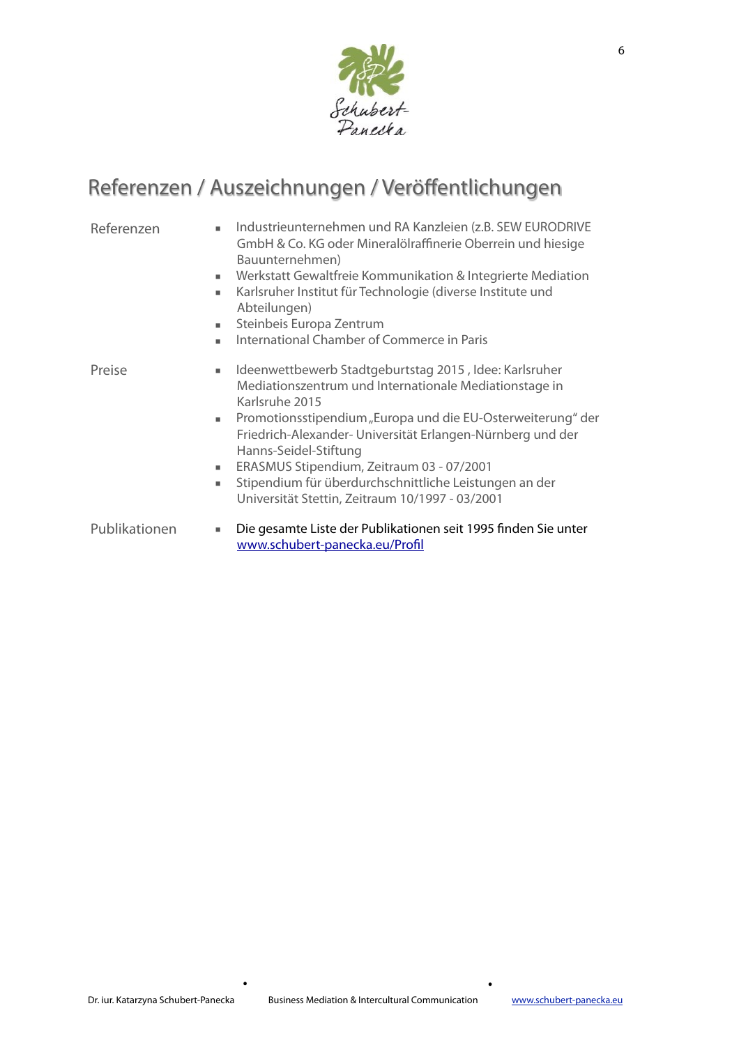# Referenzen / Auszeichnungen / Veröffentlichungen

**Referenzen**

- Industrieunternehmen und RA Kanzleien (z.B. SEW EURODRIVE GmbH & Co. KG oder Mineralölraffinerie Oberrein und hiesige Bauunternehmen)
- Werkstatt Gewaltfreie Kommunikation & Integrierte Mediation
- Karlsruher Institut für Technologie (diverse Institute und Abteilungen)
- Steinbeis Europa Zentrum
- International Chamber of Commerce in Paris

**Preise**

- Ideenwettbewerb Stadtgeburtstag 2015 , Idee: Karlsruher Mediationszentrum und Internationale Mediationstage in Karlsruhe 2015
- Promotionsstipendium „Europa und die EU-Osterweiterung" der Friedrich-Alexander- Universität Erlangen-Nürnberg und der Hanns-Seidel-Stiftung
- ERASMUS Stipendium, Zeitraum 03 - 07/2001
- Stipendium für überdurchschnittliche Leistungen an der Universität Stettin, Zeitraum 10/1997 - 03/2001

**Publikationen**

- Die gesamte Liste der Publikationen seit 1995 finden Sie unter [www.schubert-panecka.eu/Profil](http://www.schubert-panecka.eu/Profil)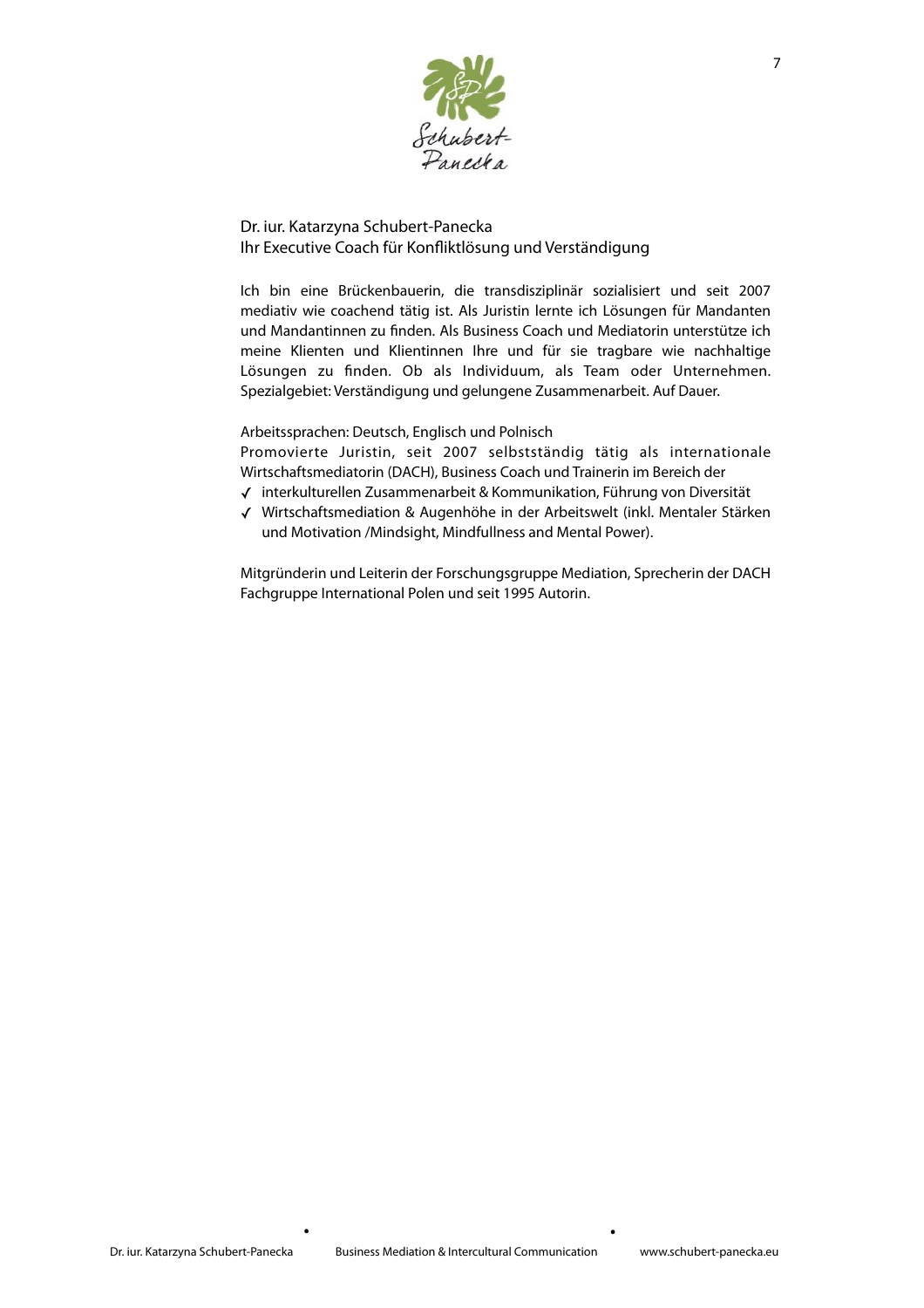Dr. iur. Katarzyna Schubert-Panecka
Ihr Executive Coach für Konfliktlösung und Verständigung

Ich bin eine Brückenbauerin, die transdisziplinär sozialisiert und seit 2007 mediativ wie coachend tätig ist. Als Juristin lernte ich Lösungen für Mandanten und Mandantinnen zu finden. Als Business Coach und Mediatorin unterstütze ich meine Klienten und Klientinnen Ihre und für sie tragbare wie nachhaltige Lösungen zu finden. Ob als Individuum, als Team oder Unternehmen. Spezialgebiet: Verständigung und gelungene Zusammenarbeit. Auf Dauer.

Arbeitssprachen: Deutsch, Englisch und Polnisch
Promovierte Juristin, seit 2007 selbstständig tätig als internationale Wirtschaftsmediatorin (DACH), Business Coach und Trainerin im Bereich der

- ✓ interkulturellen Zusammenarbeit & Kommunikation, Führung von Diversität
- ✓ Wirtschaftsmediation & Augenhöhe in der Arbeitswelt (inkl. Mentaler Stärken und Motivation /Mindsight, Mindfullness and Mental Power).

Mitgründerin und Leiterin der Forschungsgruppe Mediation, Sprecherin der DACH Fachgruppe International Polen und seit 1995 Autorin.